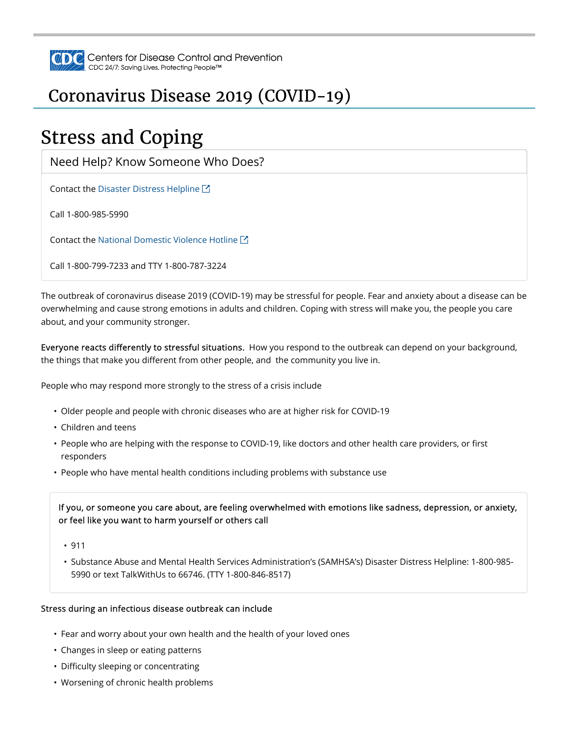Centers for Disease Control and Prevention
CDC 24/7: Saving Lives, Protecting People™

# Coronavirus Disease 2019 (COVID-19)

## Stress and Coping

### Need Help? Know Someone Who Does?

Contact the Disaster Distress Helpline

Call 1-800-985-5990

Contact the National Domestic Violence Hotline

Call 1-800-799-7233 and TTY 1-800-787-3224

The outbreak of coronavirus disease 2019 (COVID-19) may be stressful for people. Fear and anxiety about a disease can be overwhelming and cause strong emotions in adults and children. Coping with stress will make you, the people you care about, and your community stronger.

**Everyone reacts differently to stressful situations.** How you respond to the outbreak can depend on your background, the things that make you different from other people, and the community you live in.

People who may respond more strongly to the stress of a crisis include

- Older people and people with chronic diseases who are at higher risk for COVID-19
- Children and teens
- People who are helping with the response to COVID-19, like doctors and other health care providers, or first responders
- People who have mental health conditions including problems with substance use

**If you, or someone you care about, are feeling overwhelmed with emotions like sadness, depression, or anxiety, or feel like you want to harm yourself or others call**

- 911
- Substance Abuse and Mental Health Services Administration's (SAMHSA's) Disaster Distress Helpline: 1-800-985-5990 or text TalkWithUs to 66746. (TTY 1-800-846-8517)

**Stress during an infectious disease outbreak can include**

- Fear and worry about your own health and the health of your loved ones
- Changes in sleep or eating patterns
- Difficulty sleeping or concentrating
- Worsening of chronic health problems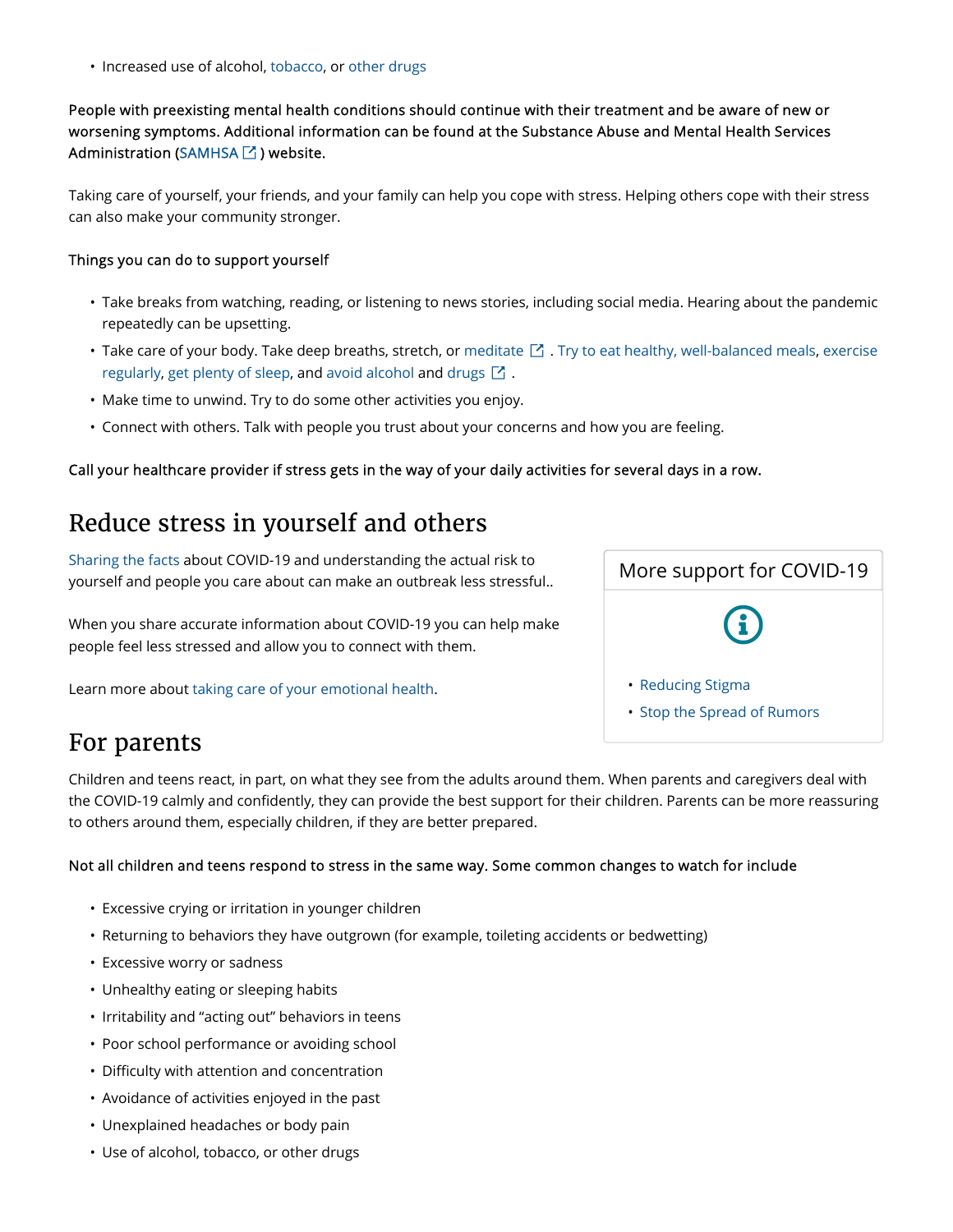- Increased use of alcohol, tobacco, or other drugs

People with preexisting mental health conditions should continue with their treatment and be aware of new or worsening symptoms. Additional information can be found at the Substance Abuse and Mental Health Services Administration (SAMHSA) website.

Taking care of yourself, your friends, and your family can help you cope with stress. Helping others cope with their stress can also make your community stronger.

Things you can do to support yourself

- Take breaks from watching, reading, or listening to news stories, including social media. Hearing about the pandemic repeatedly can be upsetting.
- Take care of your body. Take deep breaths, stretch, or meditate. Try to eat healthy, well-balanced meals, exercise regularly, get plenty of sleep, and avoid alcohol and drugs.
- Make time to unwind. Try to do some other activities you enjoy.
- Connect with others. Talk with people you trust about your concerns and how you are feeling.

Call your healthcare provider if stress gets in the way of your daily activities for several days in a row.

## Reduce stress in yourself and others

Sharing the facts about COVID-19 and understanding the actual risk to yourself and people you care about can make an outbreak less stressful..

When you share accurate information about COVID-19 you can help make people feel less stressed and allow you to connect with them.

Learn more about taking care of your emotional health.

**More support for COVID-19**

- Reducing Stigma
- Stop the Spread of Rumors

## For parents

Children and teens react, in part, on what they see from the adults around them. When parents and caregivers deal with the COVID-19 calmly and confidently, they can provide the best support for their children. Parents can be more reassuring to others around them, especially children, if they are better prepared.

Not all children and teens respond to stress in the same way. Some common changes to watch for include

- Excessive crying or irritation in younger children
- Returning to behaviors they have outgrown (for example, toileting accidents or bedwetting)
- Excessive worry or sadness
- Unhealthy eating or sleeping habits
- Irritability and "acting out" behaviors in teens
- Poor school performance or avoiding school
- Difficulty with attention and concentration
- Avoidance of activities enjoyed in the past
- Unexplained headaches or body pain
- Use of alcohol, tobacco, or other drugs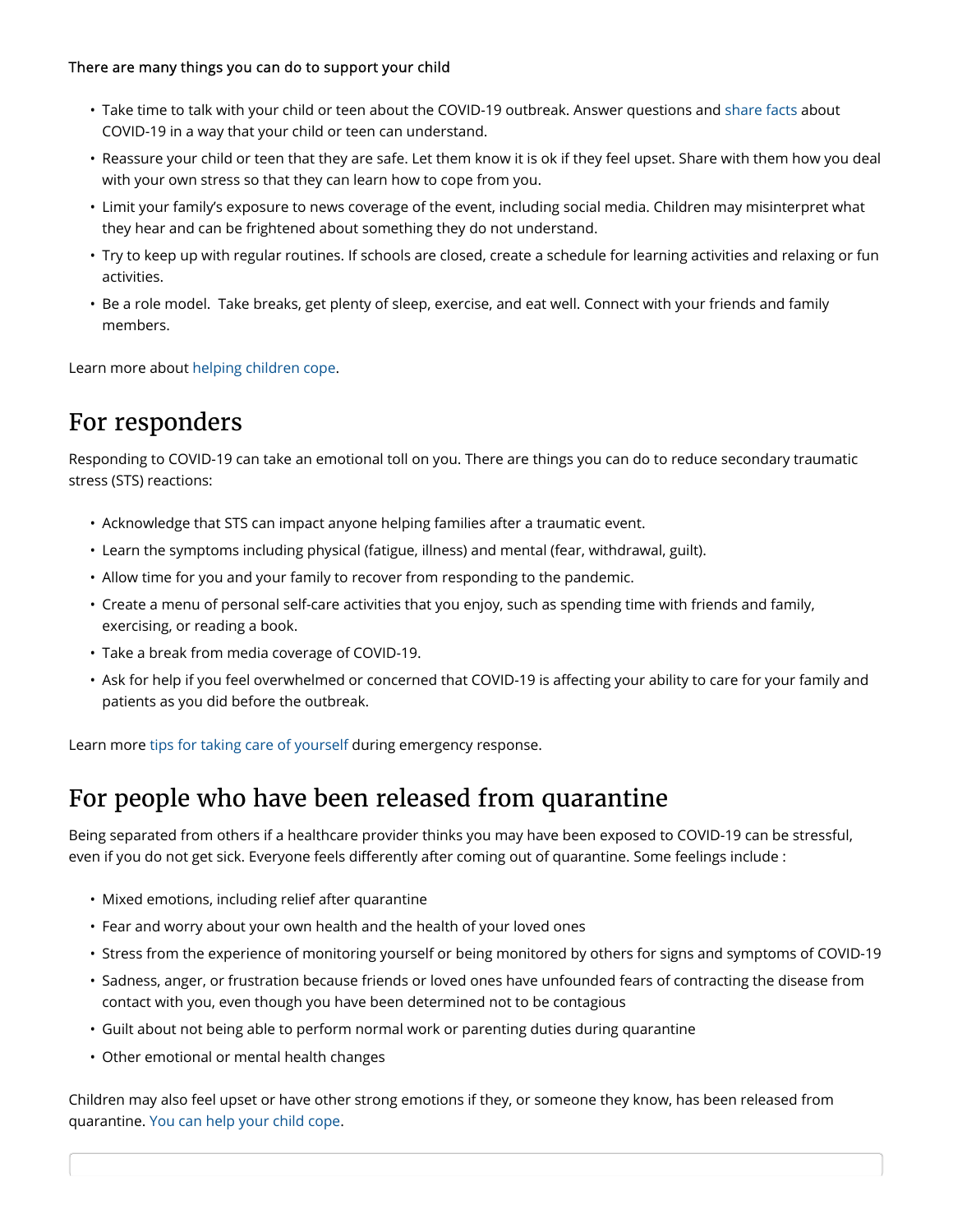There are many things you can do to support your child

- Take time to talk with your child or teen about the COVID-19 outbreak. Answer questions and share facts about COVID-19 in a way that your child or teen can understand.
- Reassure your child or teen that they are safe. Let them know it is ok if they feel upset. Share with them how you deal with your own stress so that they can learn how to cope from you.
- Limit your family's exposure to news coverage of the event, including social media. Children may misinterpret what they hear and can be frightened about something they do not understand.
- Try to keep up with regular routines. If schools are closed, create a schedule for learning activities and relaxing or fun activities.
- Be a role model. Take breaks, get plenty of sleep, exercise, and eat well. Connect with your friends and family members.

Learn more about helping children cope.

## For responders

Responding to COVID-19 can take an emotional toll on you. There are things you can do to reduce secondary traumatic stress (STS) reactions:

- Acknowledge that STS can impact anyone helping families after a traumatic event.
- Learn the symptoms including physical (fatigue, illness) and mental (fear, withdrawal, guilt).
- Allow time for you and your family to recover from responding to the pandemic.
- Create a menu of personal self-care activities that you enjoy, such as spending time with friends and family, exercising, or reading a book.
- Take a break from media coverage of COVID-19.
- Ask for help if you feel overwhelmed or concerned that COVID-19 is affecting your ability to care for your family and patients as you did before the outbreak.

Learn more tips for taking care of yourself during emergency response.

## For people who have been released from quarantine

Being separated from others if a healthcare provider thinks you may have been exposed to COVID-19 can be stressful, even if you do not get sick. Everyone feels differently after coming out of quarantine. Some feelings include :

- Mixed emotions, including relief after quarantine
- Fear and worry about your own health and the health of your loved ones
- Stress from the experience of monitoring yourself or being monitored by others for signs and symptoms of COVID-19
- Sadness, anger, or frustration because friends or loved ones have unfounded fears of contracting the disease from contact with you, even though you have been determined not to be contagious
- Guilt about not being able to perform normal work or parenting duties during quarantine
- Other emotional or mental health changes

Children may also feel upset or have other strong emotions if they, or someone they know, has been released from quarantine. You can help your child cope.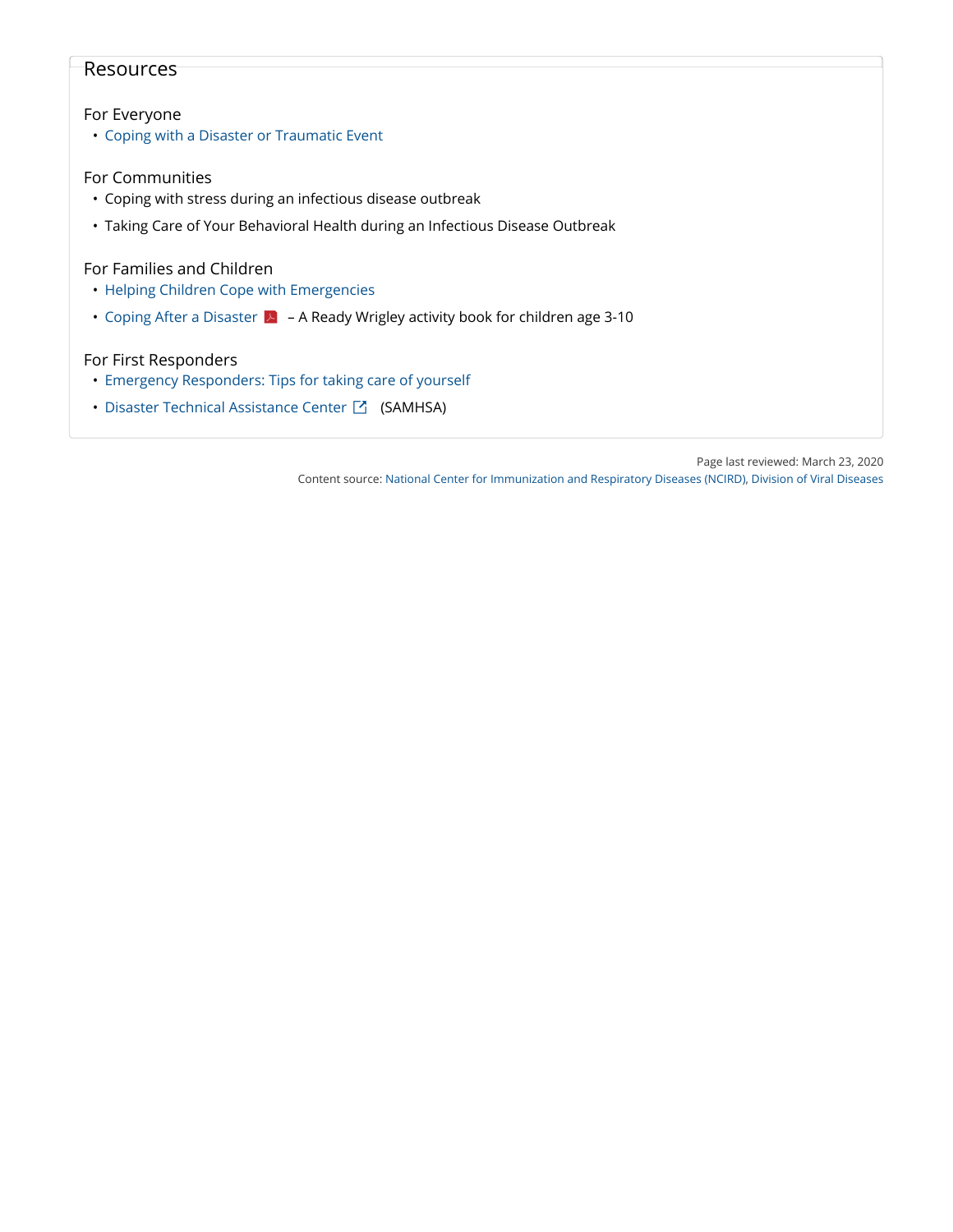## Resources

### For Everyone

- Coping with a Disaster or Traumatic Event

### For Communities

- Coping with stress during an infectious disease outbreak
- Taking Care of Your Behavioral Health during an Infectious Disease Outbreak

### For Families and Children

- Helping Children Cope with Emergencies
- Coping After a Disaster – A Ready Wrigley activity book for children age 3-10

### For First Responders

- Emergency Responders: Tips for taking care of yourself
- Disaster Technical Assistance Center (SAMHSA)

Page last reviewed: March 23, 2020

Content source: National Center for Immunization and Respiratory Diseases (NCIRD), Division of Viral Diseases